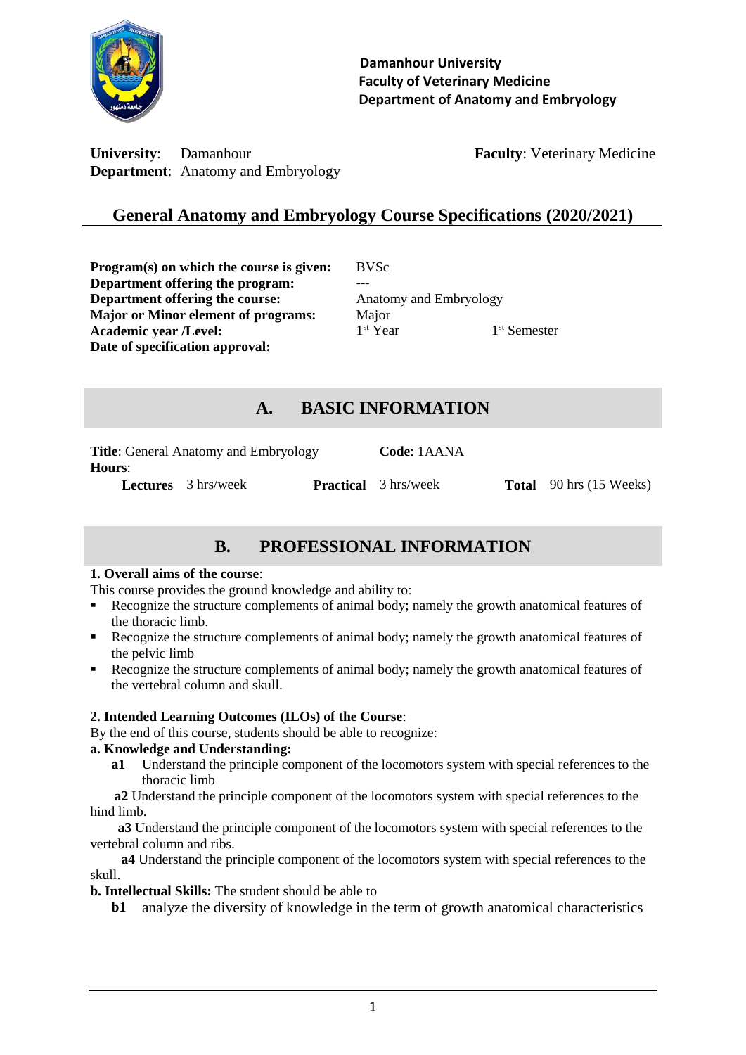**Damanhour University**
**Faculty of Veterinary Medicine**
**Department of Anatomy and Embryology**

**University**: Damanhour **Faculty**: Veterinary Medicine
**Department**: Anatomy and Embryology

# General Anatomy and Embryology Course Specifications (2020/2021)

| | |
|---|---|
| **Program(s) on which the course is given:** | BVSc |
| **Department offering the program:** | --- |
| **Department offering the course:** | Anatomy and Embryology |
| **Major or Minor element of programs:** | Major |
| **Academic year /Level:** | 1st Year 1st Semester |
| **Date of specification approval:** | |

## A. BASIC INFORMATION

**Title**: General Anatomy and Embryology **Code**: 1AANA
**Hours**:
**Lectures** 3 hrs/week **Practical** 3 hrs/week **Total** 90 hrs (15 Weeks)

## B. PROFESSIONAL INFORMATION

**1. Overall aims of the course**:
This course provides the ground knowledge and ability to:

- Recognize the structure complements of animal body; namely the growth anatomical features of the thoracic limb.
- Recognize the structure complements of animal body; namely the growth anatomical features of the pelvic limb
- Recognize the structure complements of animal body; namely the growth anatomical features of the vertebral column and skull.

**2. Intended Learning Outcomes (ILOs) of the Course**:
By the end of this course, students should be able to recognize:

**a. Knowledge and Understanding:**

**a1** Understand the principle component of the locomotors system with special references to the thoracic limb

**a2** Understand the principle component of the locomotors system with special references to the hind limb.

**a3** Understand the principle component of the locomotors system with special references to the vertebral column and ribs.

**a4** Understand the principle component of the locomotors system with special references to the skull.

**b. Intellectual Skills:** The student should be able to

**b1** analyze the diversity of knowledge in the term of growth anatomical characteristics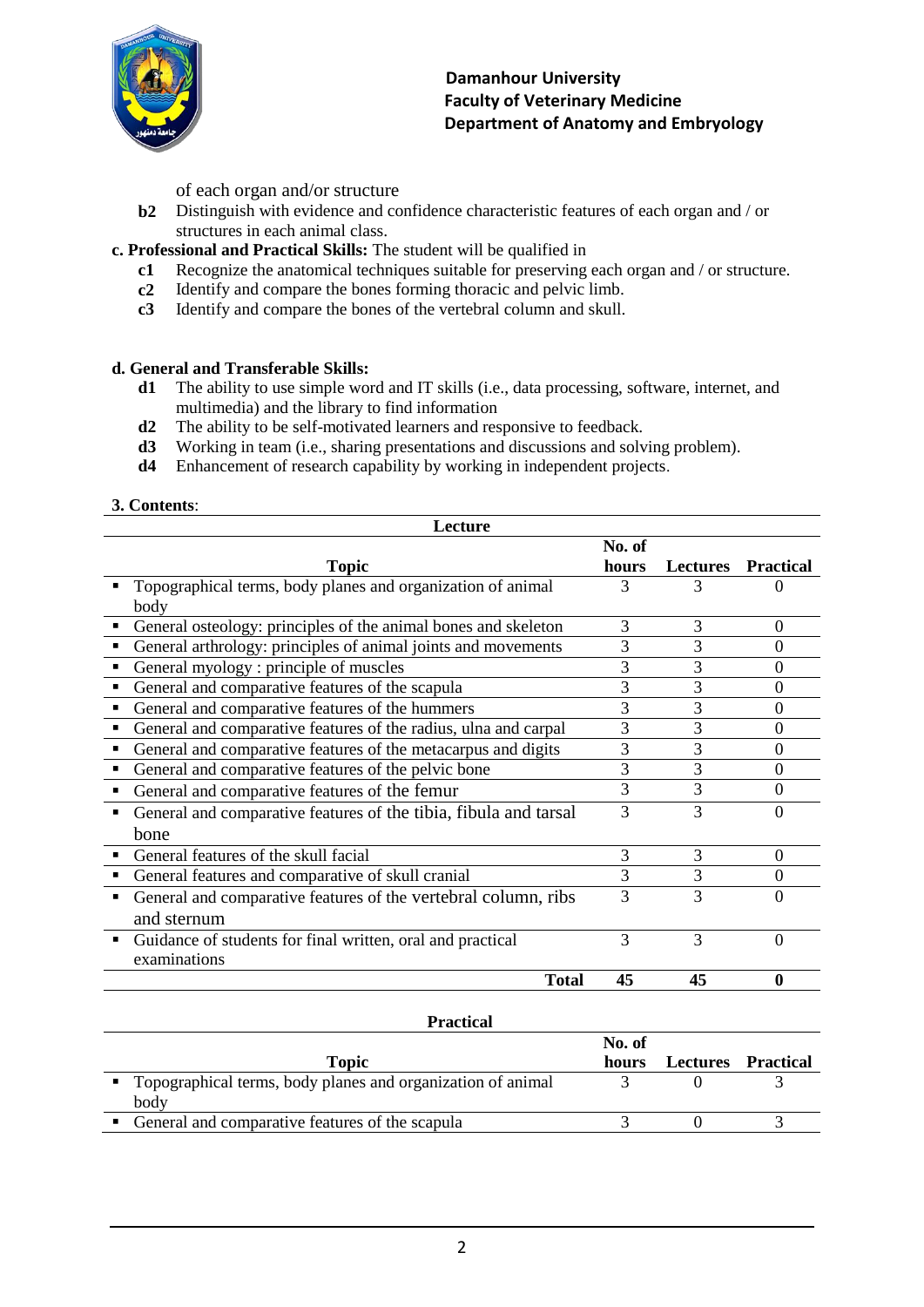of each organ and/or structure

- **b2** Distinguish with evidence and confidence characteristic features of each organ and / or structures in each animal class.

**c. Professional and Practical Skills:** The student will be qualified in

- **c1** Recognize the anatomical techniques suitable for preserving each organ and / or structure.
- **c2** Identify and compare the bones forming thoracic and pelvic limb.
- **c3** Identify and compare the bones of the vertebral column and skull.

**d. General and Transferable Skills:**

- **d1** The ability to use simple word and IT skills (i.e., data processing, software, internet, and multimedia) and the library to find information
- **d2** The ability to be self-motivated learners and responsive to feedback.
- **d3** Working in team (i.e., sharing presentations and discussions and solving problem).
- **d4** Enhancement of research capability by working in independent projects.

**3. Contents**:

**Lecture**

| Topic | No. of hours | Lectures | Practical |
|---|---|---|---|
| ▪ Topographical terms, body planes and organization of animal body | 3 | 3 | 0 |
| ▪ General osteology: principles of the animal bones and skeleton | 3 | 3 | 0 |
| ▪ General arthrology: principles of animal joints and movements | 3 | 3 | 0 |
| ▪ General myology : principle of muscles | 3 | 3 | 0 |
| ▪ General and comparative features of the scapula | 3 | 3 | 0 |
| ▪ General and comparative features of the hummers | 3 | 3 | 0 |
| ▪ General and comparative features of the radius, ulna and carpal | 3 | 3 | 0 |
| ▪ General and comparative features of the metacarpus and digits | 3 | 3 | 0 |
| ▪ General and comparative features of the pelvic bone | 3 | 3 | 0 |
| ▪ General and comparative features of the femur | 3 | 3 | 0 |
| ▪ General and comparative features of the tibia, fibula and tarsal bone | 3 | 3 | 0 |
| ▪ General features of the skull facial | 3 | 3 | 0 |
| ▪ General features and comparative of skull cranial | 3 | 3 | 0 |
| ▪ General and comparative features of the vertebral column, ribs and sternum | 3 | 3 | 0 |
| ▪ Guidance of students for final written, oral and practical examinations | 3 | 3 | 0 |
| **Total** | **45** | **45** | **0** |

**Practical**

| Topic | No. of hours | Lectures | Practical |
|---|---|---|---|
| ▪ Topographical terms, body planes and organization of animal body | 3 | 0 | 3 |
| ▪ General and comparative features of the scapula | 3 | 0 | 3 |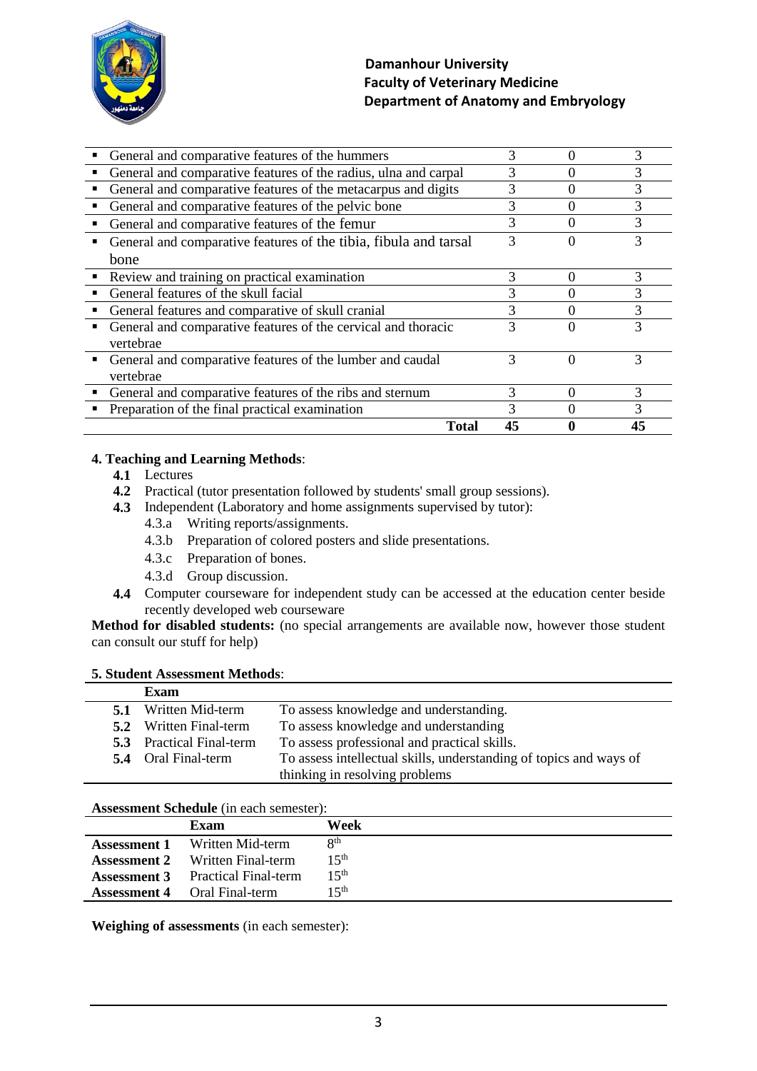| | | | |
|---|---|---|---|
| ▪ General and comparative features of the hummers | 3 | 0 | 3 |
| ▪ General and comparative features of the radius, ulna and carpal | 3 | 0 | 3 |
| ▪ General and comparative features of the metacarpus and digits | 3 | 0 | 3 |
| ▪ General and comparative features of the pelvic bone | 3 | 0 | 3 |
| ▪ General and comparative features of the femur | 3 | 0 | 3 |
| ▪ General and comparative features of the tibia, fibula and tarsal bone | 3 | 0 | 3 |
| ▪ Review and training on practical examination | 3 | 0 | 3 |
| ▪ General features of the skull facial | 3 | 0 | 3 |
| ▪ General features and comparative of skull cranial | 3 | 0 | 3 |
| ▪ General and comparative features of the cervical and thoracic vertebrae | 3 | 0 | 3 |
| ▪ General and comparative features of the lumber and caudal vertebrae | 3 | 0 | 3 |
| ▪ General and comparative features of the ribs and sternum | 3 | 0 | 3 |
| ▪ Preparation of the final practical examination | 3 | 0 | 3 |
| **Total** | **45** | **0** | **45** |

**4. Teaching and Learning Methods**:

**4.1** Lectures

**4.2** Practical (tutor presentation followed by students' small group sessions).

**4.3** Independent (Laboratory and home assignments supervised by tutor):

- 4.3.a Writing reports/assignments.
- 4.3.b Preparation of colored posters and slide presentations.
- 4.3.c Preparation of bones.
- 4.3.d Group discussion.

**4.4** Computer courseware for independent study can be accessed at the education center beside recently developed web courseware

**Method for disabled students:** (no special arrangements are available now, however those student can consult our stuff for help)

**5. Student Assessment Methods**:

| | Exam | |
|---|---|---|
| **5.1** | Written Mid-term | To assess knowledge and understanding. |
| **5.2** | Written Final-term | To assess knowledge and understanding |
| **5.3** | Practical Final-term | To assess professional and practical skills. |
| **5.4** | Oral Final-term | To assess intellectual skills, understanding of topics and ways of thinking in resolving problems |

**Assessment Schedule** (in each semester):

| | Exam | Week |
|---|---|---|
| **Assessment 1** | Written Mid-term | 8th |
| **Assessment 2** | Written Final-term | 15th |
| **Assessment 3** | Practical Final-term | 15th |
| **Assessment 4** | Oral Final-term | 15th |

**Weighing of assessments** (in each semester):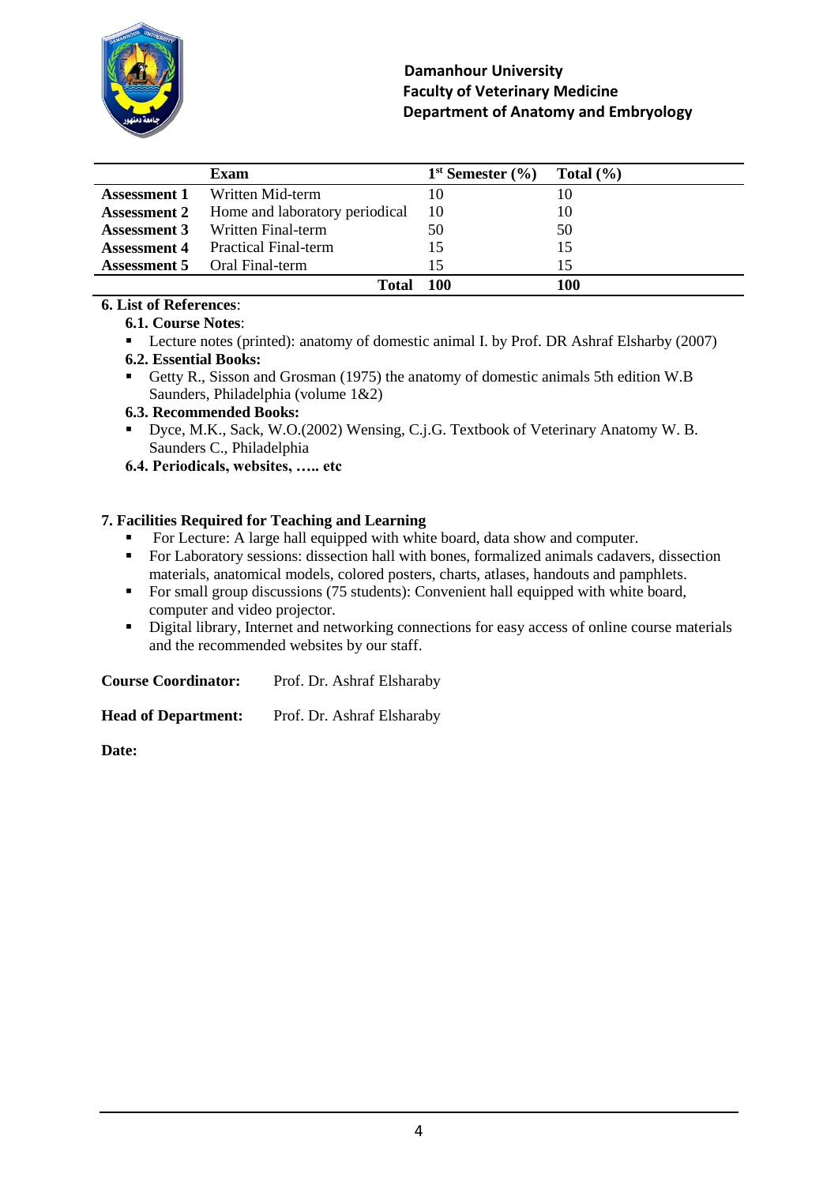| | Exam | 1st Semester (%) | Total (%) |
|---|---|---|---|
| **Assessment 1** | Written Mid-term | 10 | 10 |
| **Assessment 2** | Home and laboratory periodical | 10 | 10 |
| **Assessment 3** | Written Final-term | 50 | 50 |
| **Assessment 4** | Practical Final-term | 15 | 15 |
| **Assessment 5** | Oral Final-term | 15 | 15 |
| | **Total** | **100** | **100** |

**6. List of References**:

**6.1. Course Notes**:

- Lecture notes (printed): anatomy of domestic animal I. by Prof. DR Ashraf Elsharby (2007)

**6.2. Essential Books:**

- Getty R., Sisson and Grosman (1975) the anatomy of domestic animals 5th edition W.B Saunders, Philadelphia (volume 1&2)

**6.3. Recommended Books:**

- Dyce, M.K., Sack, W.O.(2002) Wensing, C.j.G. Textbook of Veterinary Anatomy W. B. Saunders C., Philadelphia

**6.4. Periodicals, websites, ….. etc**

**7. Facilities Required for Teaching and Learning**

- For Lecture: A large hall equipped with white board, data show and computer.
- For Laboratory sessions: dissection hall with bones, formalized animals cadavers, dissection materials, anatomical models, colored posters, charts, atlases, handouts and pamphlets.
- For small group discussions (75 students): Convenient hall equipped with white board, computer and video projector.
- Digital library, Internet and networking connections for easy access of online course materials and the recommended websites by our staff.

**Course Coordinator:** Prof. Dr. Ashraf Elsharaby

**Head of Department:** Prof. Dr. Ashraf Elsharaby

**Date:**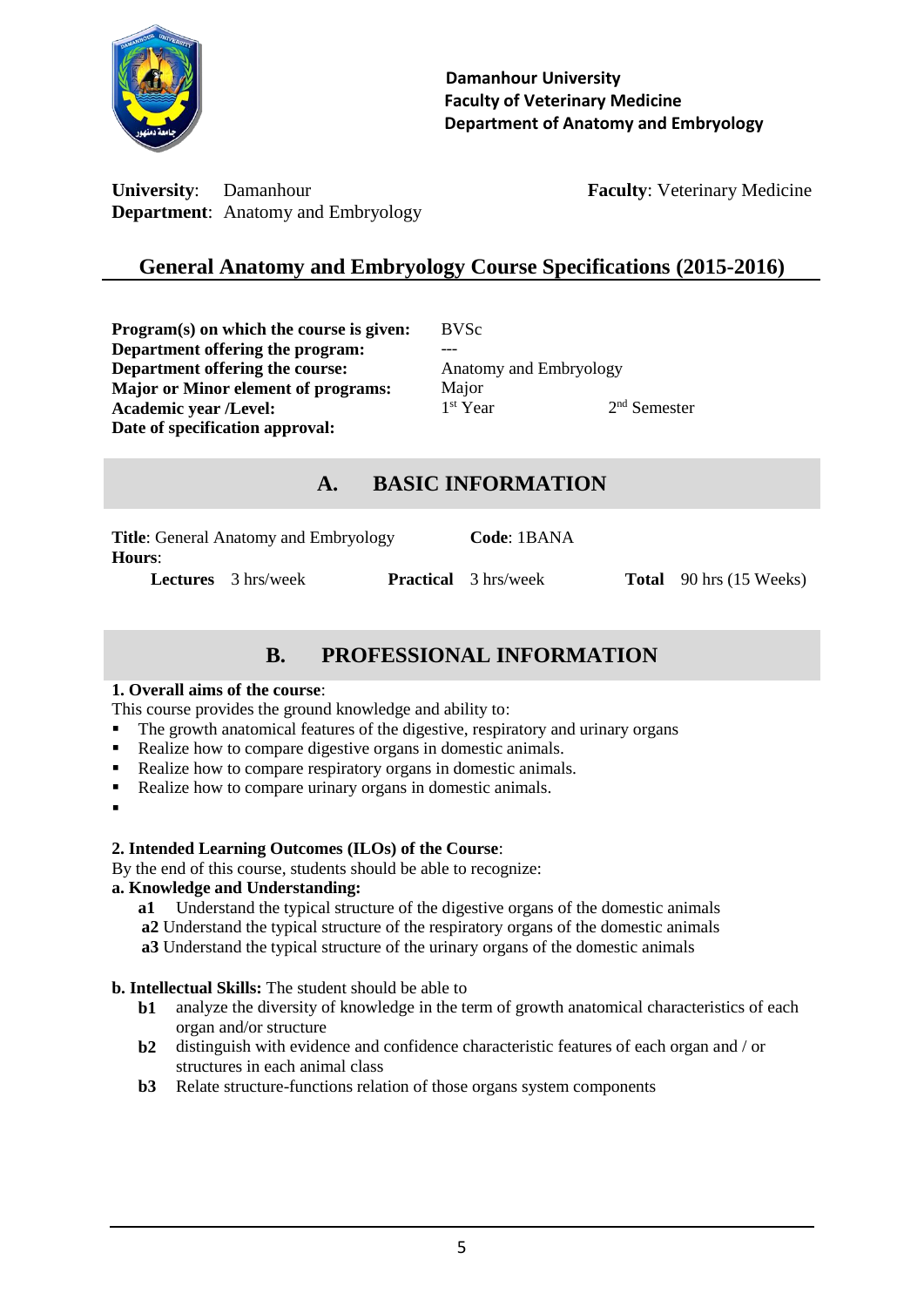**Damanhour University**
**Faculty of Veterinary Medicine**
**Department of Anatomy and Embryology**

**University**: Damanhour
**Department**: Anatomy and Embryology

**Faculty**: Veterinary Medicine

# General Anatomy and Embryology Course Specifications (2015-2016)

| | |
|---|---|
| **Program(s) on which the course is given:** | BVSc |
| **Department offering the program:** | --- |
| **Department offering the course:** | Anatomy and Embryology |
| **Major or Minor element of programs:** | Major |
| **Academic year /Level:** | 1st Year 2nd Semester |
| **Date of specification approval:** | |

## A. BASIC INFORMATION

**Title**: General Anatomy and Embryology **Code**: 1BANA
**Hours**:
**Lectures** 3 hrs/week **Practical** 3 hrs/week **Total** 90 hrs (15 Weeks)

## B. PROFESSIONAL INFORMATION

**1. Overall aims of the course**:
This course provides the ground knowledge and ability to:

- The growth anatomical features of the digestive, respiratory and urinary organs
- Realize how to compare digestive organs in domestic animals.
- Realize how to compare respiratory organs in domestic animals.
- Realize how to compare urinary organs in domestic animals.
-

**2. Intended Learning Outcomes (ILOs) of the Course**:
By the end of this course, students should be able to recognize:

**a. Knowledge and Understanding:**

**a1** Understand the typical structure of the digestive organs of the domestic animals
**a2** Understand the typical structure of the respiratory organs of the domestic animals
**a3** Understand the typical structure of the urinary organs of the domestic animals

**b. Intellectual Skills:** The student should be able to

**b1** analyze the diversity of knowledge in the term of growth anatomical characteristics of each organ and/or structure
**b2** distinguish with evidence and confidence characteristic features of each organ and / or structures in each animal class
**b3** Relate structure-functions relation of those organs system components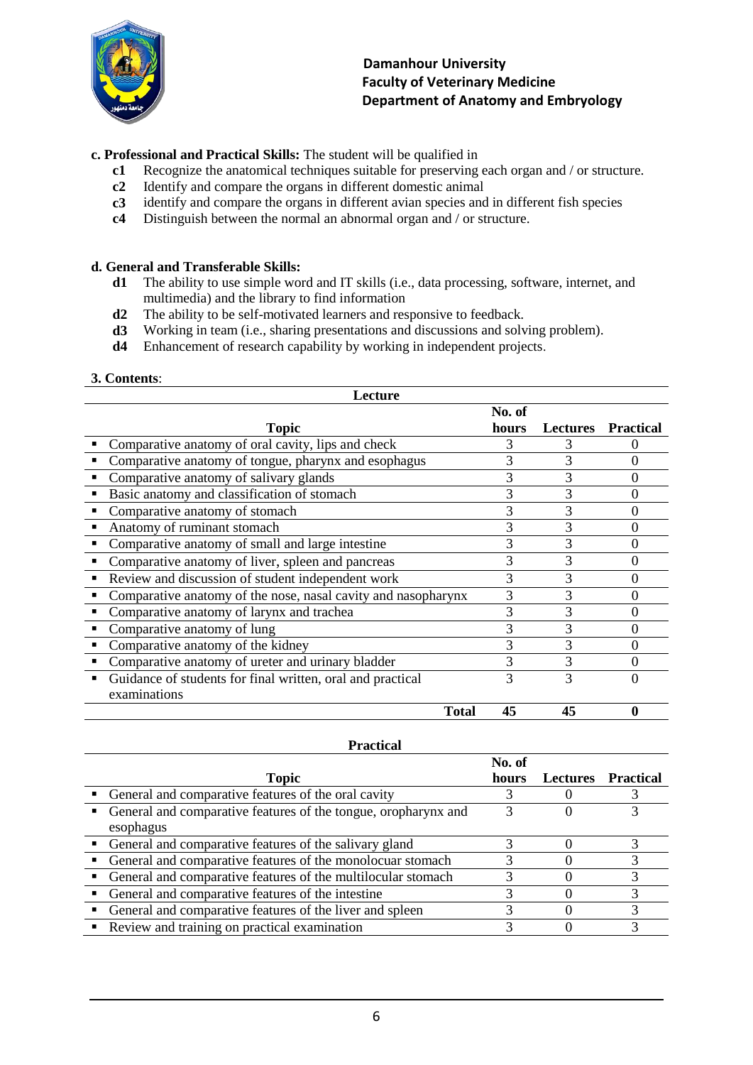**c. Professional and Practical Skills:** The student will be qualified in

- **c1** Recognize the anatomical techniques suitable for preserving each organ and / or structure.
- **c2** Identify and compare the organs in different domestic animal
- **c3** identify and compare the organs in different avian species and in different fish species
- **c4** Distinguish between the normal an abnormal organ and / or structure.

**d. General and Transferable Skills:**

- **d1** The ability to use simple word and IT skills (i.e., data processing, software, internet, and multimedia) and the library to find information
- **d2** The ability to be self-motivated learners and responsive to feedback.
- **d3** Working in team (i.e., sharing presentations and discussions and solving problem).
- **d4** Enhancement of research capability by working in independent projects.

**3. Contents**:

**Lecture**

| Topic | No. of hours | Lectures | Practical |
|---|---|---|---|
| ▪ Comparative anatomy of oral cavity, lips and check | 3 | 3 | 0 |
| ▪ Comparative anatomy of tongue, pharynx and esophagus | 3 | 3 | 0 |
| ▪ Comparative anatomy of salivary glands | 3 | 3 | 0 |
| ▪ Basic anatomy and classification of stomach | 3 | 3 | 0 |
| ▪ Comparative anatomy of stomach | 3 | 3 | 0 |
| ▪ Anatomy of ruminant stomach | 3 | 3 | 0 |
| ▪ Comparative anatomy of small and large intestine | 3 | 3 | 0 |
| ▪ Comparative anatomy of liver, spleen and pancreas | 3 | 3 | 0 |
| ▪ Review and discussion of student independent work | 3 | 3 | 0 |
| ▪ Comparative anatomy of the nose, nasal cavity and nasopharynx | 3 | 3 | 0 |
| ▪ Comparative anatomy of larynx and trachea | 3 | 3 | 0 |
| ▪ Comparative anatomy of lung | 3 | 3 | 0 |
| ▪ Comparative anatomy of the kidney | 3 | 3 | 0 |
| ▪ Comparative anatomy of ureter and urinary bladder | 3 | 3 | 0 |
| ▪ Guidance of students for final written, oral and practical examinations | 3 | 3 | 0 |
| **Total** | **45** | **45** | **0** |

**Practical**

| Topic | No. of hours | Lectures | Practical |
|---|---|---|---|
| ▪ General and comparative features of the oral cavity | 3 | 0 | 3 |
| ▪ General and comparative features of the tongue, oropharynx and esophagus | 3 | 0 | 3 |
| ▪ General and comparative features of the salivary gland | 3 | 0 | 3 |
| ▪ General and comparative features of the monolocuar stomach | 3 | 0 | 3 |
| ▪ General and comparative features of the multilocular stomach | 3 | 0 | 3 |
| ▪ General and comparative features of the intestine | 3 | 0 | 3 |
| ▪ General and comparative features of the liver and spleen | 3 | 0 | 3 |
| ▪ Review and training on practical examination | 3 | 0 | 3 |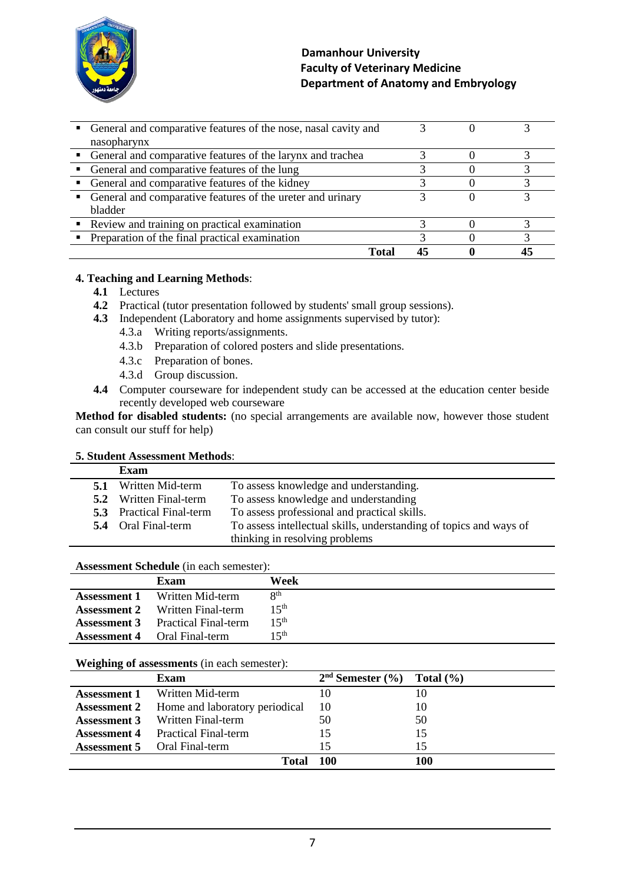| | | | |
|---|---|---|---|
| ▪ General and comparative features of the nose, nasal cavity and nasopharynx | 3 | 0 | 3 |
| ▪ General and comparative features of the larynx and trachea | 3 | 0 | 3 |
| ▪ General and comparative features of the lung | 3 | 0 | 3 |
| ▪ General and comparative features of the kidney | 3 | 0 | 3 |
| ▪ General and comparative features of the ureter and urinary bladder | 3 | 0 | 3 |
| ▪ Review and training on practical examination | 3 | 0 | 3 |
| ▪ Preparation of the final practical examination | 3 | 0 | 3 |
| **Total** | **45** | **0** | **45** |

**4. Teaching and Learning Methods**:

- **4.1** Lectures
- **4.2** Practical (tutor presentation followed by students' small group sessions).
- **4.3** Independent (Laboratory and home assignments supervised by tutor):
  - 4.3.a Writing reports/assignments.
  - 4.3.b Preparation of colored posters and slide presentations.
  - 4.3.c Preparation of bones.
  - 4.3.d Group discussion.
- **4.4** Computer courseware for independent study can be accessed at the education center beside recently developed web courseware

**Method for disabled students:** (no special arrangements are available now, however those student can consult our stuff for help)

**5. Student Assessment Methods**:

| | Exam | |
|---|---|---|
| **5.1** | Written Mid-term | To assess knowledge and understanding. |
| **5.2** | Written Final-term | To assess knowledge and understanding |
| **5.3** | Practical Final-term | To assess professional and practical skills. |
| **5.4** | Oral Final-term | To assess intellectual skills, understanding of topics and ways of thinking in resolving problems |

**Assessment Schedule** (in each semester):

| | Exam | Week |
|---|---|---|
| **Assessment 1** | Written Mid-term | 8th |
| **Assessment 2** | Written Final-term | 15th |
| **Assessment 3** | Practical Final-term | 15th |
| **Assessment 4** | Oral Final-term | 15th |

**Weighing of assessments** (in each semester):

| | Exam | 2nd Semester (%) | Total (%) |
|---|---|---|---|
| **Assessment 1** | Written Mid-term | 10 | 10 |
| **Assessment 2** | Home and laboratory periodical | 10 | 10 |
| **Assessment 3** | Written Final-term | 50 | 50 |
| **Assessment 4** | Practical Final-term | 15 | 15 |
| **Assessment 5** | Oral Final-term | 15 | 15 |
| | **Total** | **100** | **100** |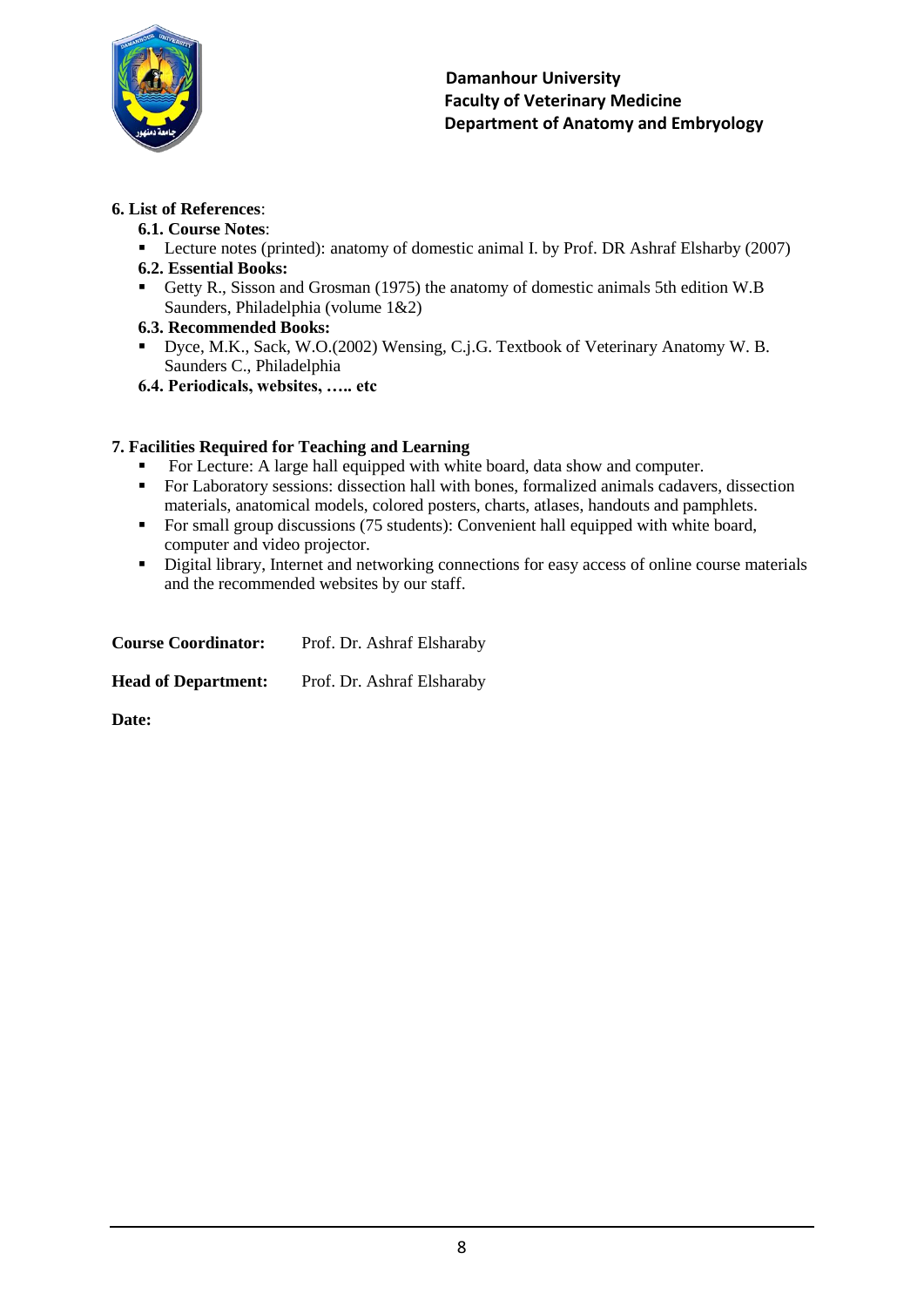**6. List of References**:

**6.1. Course Notes**:

- Lecture notes (printed): anatomy of domestic animal I. by Prof. DR Ashraf Elsharby (2007)

**6.2. Essential Books:**

- Getty R., Sisson and Grosman (1975) the anatomy of domestic animals 5th edition W.B Saunders, Philadelphia (volume 1&2)

**6.3. Recommended Books:**

- Dyce, M.K., Sack, W.O.(2002) Wensing, C.j.G. Textbook of Veterinary Anatomy W. B. Saunders C., Philadelphia

**6.4. Periodicals, websites, ….. etc**

**7. Facilities Required for Teaching and Learning**

- For Lecture: A large hall equipped with white board, data show and computer.
- For Laboratory sessions: dissection hall with bones, formalized animals cadavers, dissection materials, anatomical models, colored posters, charts, atlases, handouts and pamphlets.
- For small group discussions (75 students): Convenient hall equipped with white board, computer and video projector.
- Digital library, Internet and networking connections for easy access of online course materials and the recommended websites by our staff.

**Course Coordinator:** Prof. Dr. Ashraf Elsharaby

**Head of Department:** Prof. Dr. Ashraf Elsharaby

**Date:**